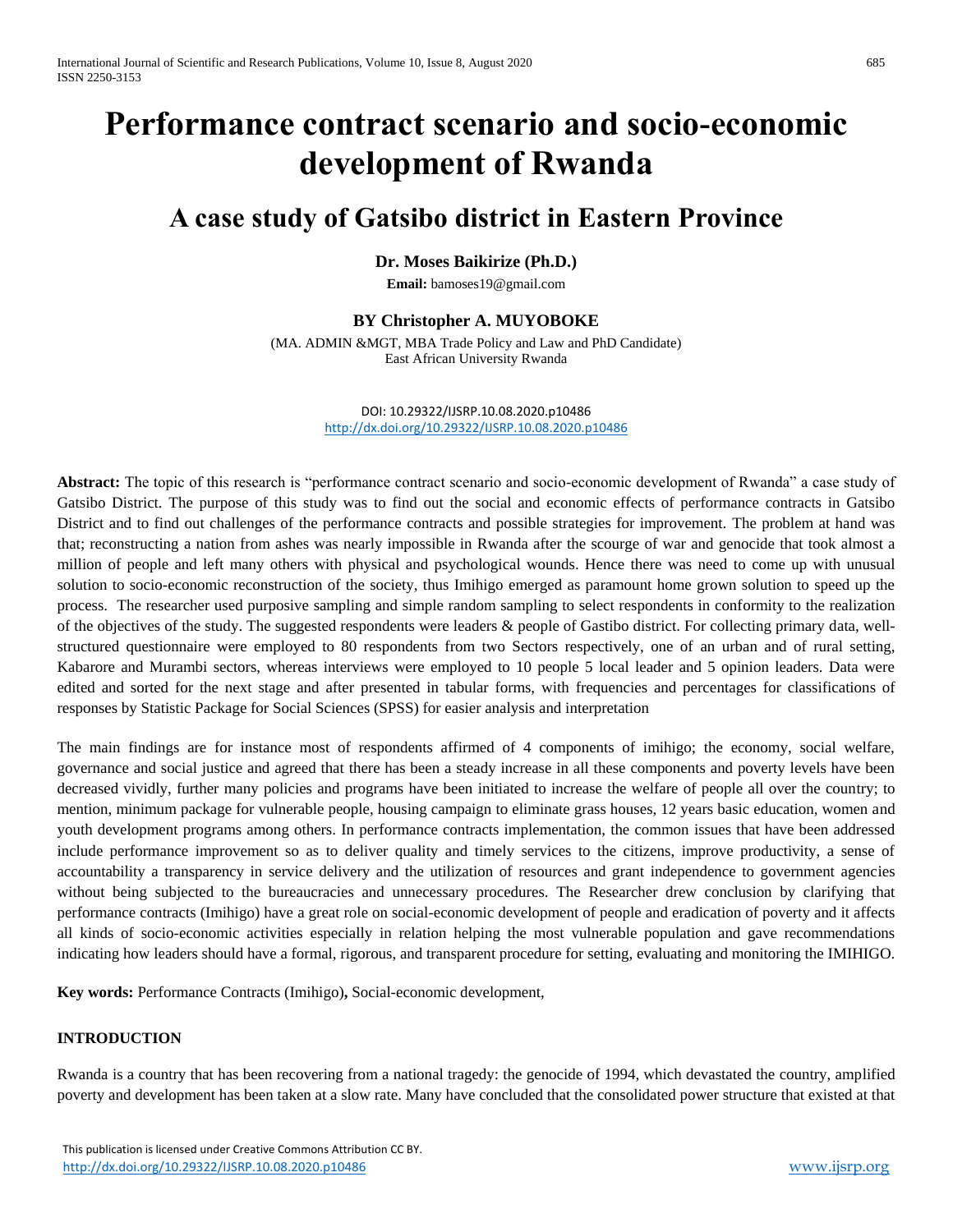# Performance contract scenario and socio-economic development of Rwanda

## A case study of Gatsibo district in Eastern Province

**Dr. Moses Baikirize (Ph.D.)**

**Email:** bamoses19@gmail.com

**BY Christopher A. MUYOBOKE**

(MA. ADMIN &MGT, MBA Trade Policy and Law and PhD Candidate)
East African University Rwanda

DOI: 10.29322/IJSRP.10.08.2020.p10486
http://dx.doi.org/10.29322/IJSRP.10.08.2020.p10486

**Abstract:** The topic of this research is "performance contract scenario and socio-economic development of Rwanda" a case study of Gatsibo District. The purpose of this study was to find out the social and economic effects of performance contracts in Gatsibo District and to find out challenges of the performance contracts and possible strategies for improvement. The problem at hand was that; reconstructing a nation from ashes was nearly impossible in Rwanda after the scourge of war and genocide that took almost a million of people and left many others with physical and psychological wounds. Hence there was need to come up with unusual solution to socio-economic reconstruction of the society, thus Imihigo emerged as paramount home grown solution to speed up the process. The researcher used purposive sampling and simple random sampling to select respondents in conformity to the realization of the objectives of the study. The suggested respondents were leaders & people of Gastibo district. For collecting primary data, well-structured questionnaire were employed to 80 respondents from two Sectors respectively, one of an urban and of rural setting, Kabarore and Murambi sectors, whereas interviews were employed to 10 people 5 local leader and 5 opinion leaders. Data were edited and sorted for the next stage and after presented in tabular forms, with frequencies and percentages for classifications of responses by Statistic Package for Social Sciences (SPSS) for easier analysis and interpretation

The main findings are for instance most of respondents affirmed of 4 components of imihigo; the economy, social welfare, governance and social justice and agreed that there has been a steady increase in all these components and poverty levels have been decreased vividly, further many policies and programs have been initiated to increase the welfare of people all over the country; to mention, minimum package for vulnerable people, housing campaign to eliminate grass houses, 12 years basic education, women and youth development programs among others. In performance contracts implementation, the common issues that have been addressed include performance improvement so as to deliver quality and timely services to the citizens, improve productivity, a sense of accountability a transparency in service delivery and the utilization of resources and grant independence to government agencies without being subjected to the bureaucracies and unnecessary procedures. The Researcher drew conclusion by clarifying that performance contracts (Imihigo) have a great role on social-economic development of people and eradication of poverty and it affects all kinds of socio-economic activities especially in relation helping the most vulnerable population and gave recommendations indicating how leaders should have a formal, rigorous, and transparent procedure for setting, evaluating and monitoring the IMIHIGO.

**Key words:** Performance Contracts (Imihigo)**,** Social-economic development,

**INTRODUCTION**

Rwanda is a country that has been recovering from a national tragedy: the genocide of 1994, which devastated the country, amplified poverty and development has been taken at a slow rate. Many have concluded that the consolidated power structure that existed at that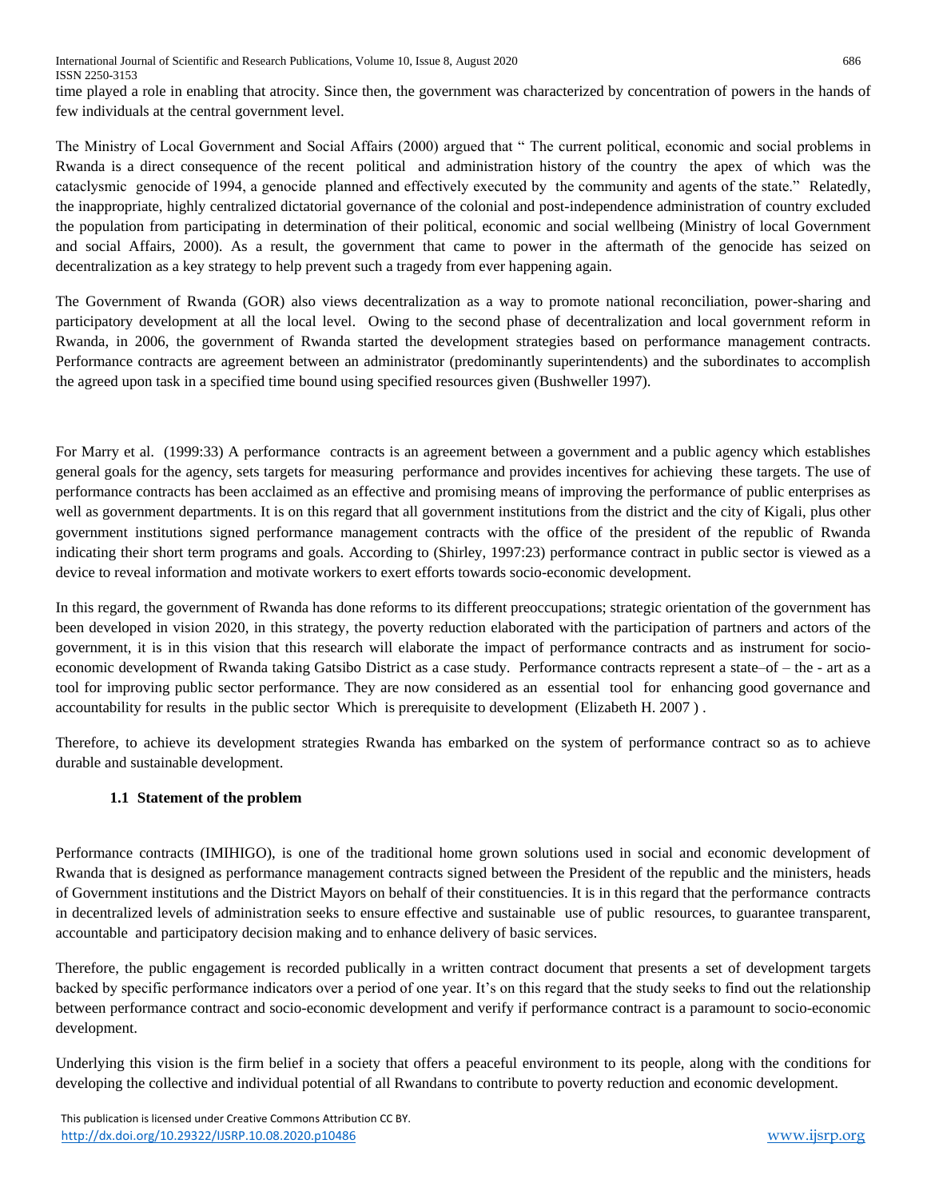time played a role in enabling that atrocity. Since then, the government was characterized by concentration of powers in the hands of few individuals at the central government level.

The Ministry of Local Government and Social Affairs (2000) argued that " The current political, economic and social problems in Rwanda is a direct consequence of the recent political and administration history of the country the apex of which was the cataclysmic genocide of 1994, a genocide planned and effectively executed by the community and agents of the state." Relatedly, the inappropriate, highly centralized dictatorial governance of the colonial and post-independence administration of country excluded the population from participating in determination of their political, economic and social wellbeing (Ministry of local Government and social Affairs, 2000). As a result, the government that came to power in the aftermath of the genocide has seized on decentralization as a key strategy to help prevent such a tragedy from ever happening again.

The Government of Rwanda (GOR) also views decentralization as a way to promote national reconciliation, power-sharing and participatory development at all the local level. Owing to the second phase of decentralization and local government reform in Rwanda, in 2006, the government of Rwanda started the development strategies based on performance management contracts. Performance contracts are agreement between an administrator (predominantly superintendents) and the subordinates to accomplish the agreed upon task in a specified time bound using specified resources given (Bushweller 1997).

For Marry et al. (1999:33) A performance contracts is an agreement between a government and a public agency which establishes general goals for the agency, sets targets for measuring performance and provides incentives for achieving these targets. The use of performance contracts has been acclaimed as an effective and promising means of improving the performance of public enterprises as well as government departments. It is on this regard that all government institutions from the district and the city of Kigali, plus other government institutions signed performance management contracts with the office of the president of the republic of Rwanda indicating their short term programs and goals. According to (Shirley, 1997:23) performance contract in public sector is viewed as a device to reveal information and motivate workers to exert efforts towards socio-economic development.

In this regard, the government of Rwanda has done reforms to its different preoccupations; strategic orientation of the government has been developed in vision 2020, in this strategy, the poverty reduction elaborated with the participation of partners and actors of the government, it is in this vision that this research will elaborate the impact of performance contracts and as instrument for socio-economic development of Rwanda taking Gatsibo District as a case study. Performance contracts represent a state–of – the - art as a tool for improving public sector performance. They are now considered as an essential tool for enhancing good governance and accountability for results in the public sector Which is prerequisite to development (Elizabeth H. 2007 ) .

Therefore, to achieve its development strategies Rwanda has embarked on the system of performance contract so as to achieve durable and sustainable development.

### 1.1 Statement of the problem

Performance contracts (IMIHIGO), is one of the traditional home grown solutions used in social and economic development of Rwanda that is designed as performance management contracts signed between the President of the republic and the ministers, heads of Government institutions and the District Mayors on behalf of their constituencies. It is in this regard that the performance contracts in decentralized levels of administration seeks to ensure effective and sustainable use of public resources, to guarantee transparent, accountable and participatory decision making and to enhance delivery of basic services.

Therefore, the public engagement is recorded publically in a written contract document that presents a set of development targets backed by specific performance indicators over a period of one year. It's on this regard that the study seeks to find out the relationship between performance contract and socio-economic development and verify if performance contract is a paramount to socio-economic development.

Underlying this vision is the firm belief in a society that offers a peaceful environment to its people, along with the conditions for developing the collective and individual potential of all Rwandans to contribute to poverty reduction and economic development.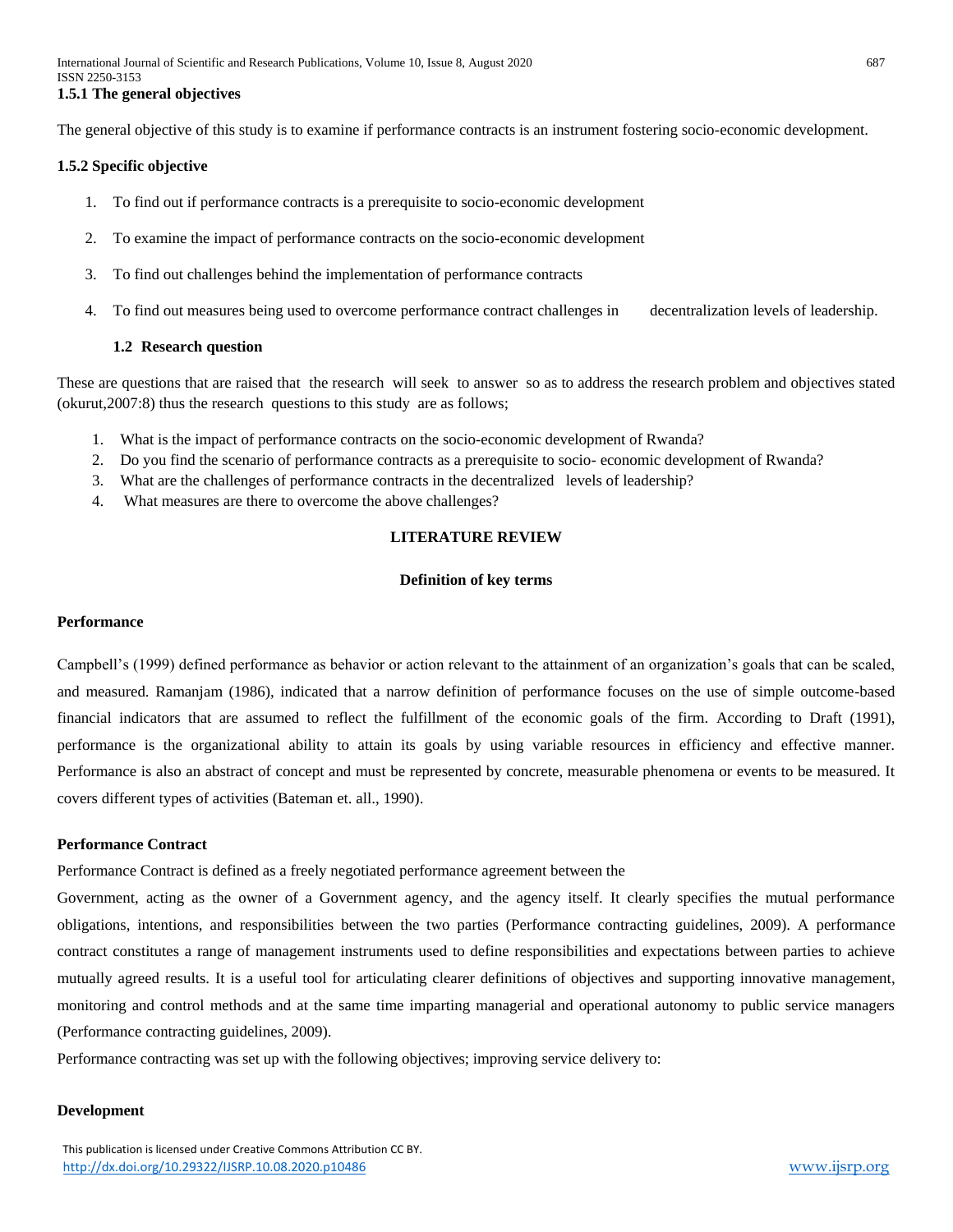### 1.5.1 The general objectives

The general objective of this study is to examine if performance contracts is an instrument fostering socio-economic development.

### 1.5.2 Specific objective

1. To find out if performance contracts is a prerequisite to socio-economic development
2. To examine the impact of performance contracts on the socio-economic development
3. To find out challenges behind the implementation of performance contracts
4. To find out measures being used to overcome performance contract challenges in decentralization levels of leadership.

### 1.2 Research question

These are questions that are raised that the research will seek to answer so as to address the research problem and objectives stated (okurut,2007:8) thus the research questions to this study are as follows;

1. What is the impact of performance contracts on the socio-economic development of Rwanda?
2. Do you find the scenario of performance contracts as a prerequisite to socio- economic development of Rwanda?
3. What are the challenges of performance contracts in the decentralized levels of leadership?
4. What measures are there to overcome the above challenges?

## LITERATURE REVIEW

### Definition of key terms

**Performance**

Campbell's (1999) defined performance as behavior or action relevant to the attainment of an organization's goals that can be scaled, and measured. Ramanjam (1986), indicated that a narrow definition of performance focuses on the use of simple outcome-based financial indicators that are assumed to reflect the fulfillment of the economic goals of the firm. According to Draft (1991), performance is the organizational ability to attain its goals by using variable resources in efficiency and effective manner. Performance is also an abstract of concept and must be represented by concrete, measurable phenomena or events to be measured. It covers different types of activities (Bateman et. all., 1990).

**Performance Contract**

Performance Contract is defined as a freely negotiated performance agreement between the Government, acting as the owner of a Government agency, and the agency itself. It clearly specifies the mutual performance obligations, intentions, and responsibilities between the two parties (Performance contracting guidelines, 2009). A performance contract constitutes a range of management instruments used to define responsibilities and expectations between parties to achieve mutually agreed results. It is a useful tool for articulating clearer definitions of objectives and supporting innovative management, monitoring and control methods and at the same time imparting managerial and operational autonomy to public service managers (Performance contracting guidelines, 2009).

Performance contracting was set up with the following objectives; improving service delivery to:

**Development**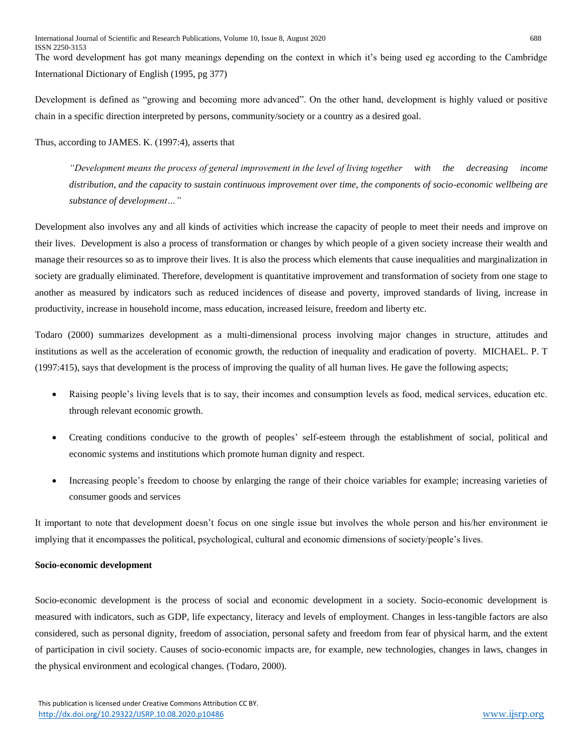The word development has got many meanings depending on the context in which it's being used eg according to the Cambridge International Dictionary of English (1995, pg 377)

Development is defined as "growing and becoming more advanced". On the other hand, development is highly valued or positive chain in a specific direction interpreted by persons, community/society or a country as a desired goal.

Thus, according to JAMES. K. (1997:4), asserts that

> *"Development means the process of general improvement in the level of living together with the decreasing income distribution, and the capacity to sustain continuous improvement over time, the components of socio-economic wellbeing are substance of development…"*

Development also involves any and all kinds of activities which increase the capacity of people to meet their needs and improve on their lives. Development is also a process of transformation or changes by which people of a given society increase their wealth and manage their resources so as to improve their lives. It is also the process which elements that cause inequalities and marginalization in society are gradually eliminated. Therefore, development is quantitative improvement and transformation of society from one stage to another as measured by indicators such as reduced incidences of disease and poverty, improved standards of living, increase in productivity, increase in household income, mass education, increased leisure, freedom and liberty etc.

Todaro (2000) summarizes development as a multi-dimensional process involving major changes in structure, attitudes and institutions as well as the acceleration of economic growth, the reduction of inequality and eradication of poverty. MICHAEL. P. T (1997:415), says that development is the process of improving the quality of all human lives. He gave the following aspects;

- Raising people's living levels that is to say, their incomes and consumption levels as food, medical services, education etc. through relevant economic growth.
- Creating conditions conducive to the growth of peoples' self-esteem through the establishment of social, political and economic systems and institutions which promote human dignity and respect.
- Increasing people's freedom to choose by enlarging the range of their choice variables for example; increasing varieties of consumer goods and services

It important to note that development doesn't focus on one single issue but involves the whole person and his/her environment ie implying that it encompasses the political, psychological, cultural and economic dimensions of society/people's lives.

**Socio-economic development**

Socio-economic development is the process of social and economic development in a society. Socio-economic development is measured with indicators, such as GDP, life expectancy, literacy and levels of employment. Changes in less-tangible factors are also considered, such as personal dignity, freedom of association, personal safety and freedom from fear of physical harm, and the extent of participation in civil society. Causes of socio-economic impacts are, for example, new technologies, changes in laws, changes in the physical environment and ecological changes. (Todaro, 2000).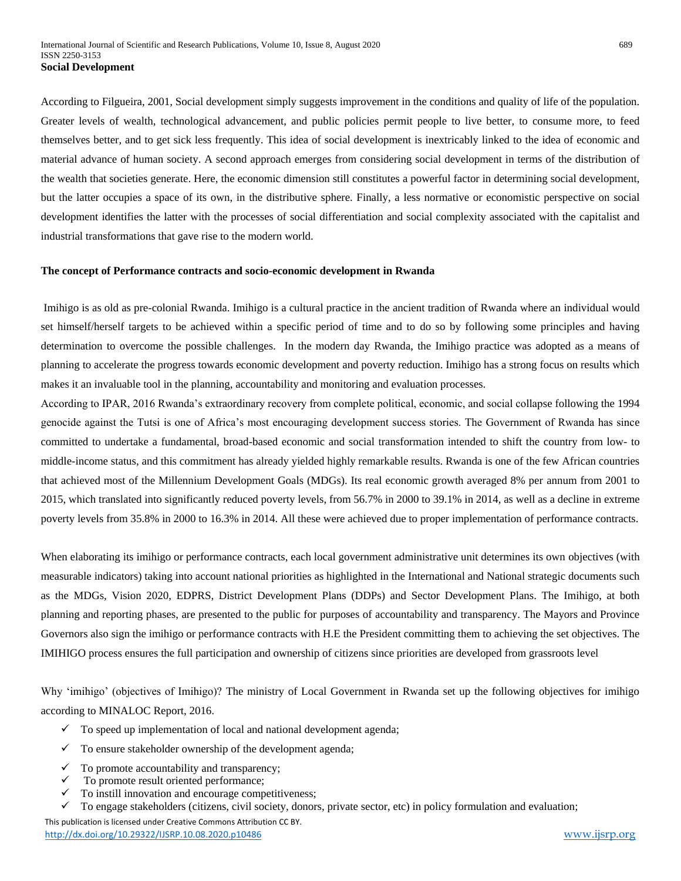**Social Development**

According to Filgueira, 2001, Social development simply suggests improvement in the conditions and quality of life of the population. Greater levels of wealth, technological advancement, and public policies permit people to live better, to consume more, to feed themselves better, and to get sick less frequently. This idea of social development is inextricably linked to the idea of economic and material advance of human society. A second approach emerges from considering social development in terms of the distribution of the wealth that societies generate. Here, the economic dimension still constitutes a powerful factor in determining social development, but the latter occupies a space of its own, in the distributive sphere. Finally, a less normative or economistic perspective on social development identifies the latter with the processes of social differentiation and social complexity associated with the capitalist and industrial transformations that gave rise to the modern world.

**The concept of Performance contracts and socio-economic development in Rwanda**

Imihigo is as old as pre-colonial Rwanda. Imihigo is a cultural practice in the ancient tradition of Rwanda where an individual would set himself/herself targets to be achieved within a specific period of time and to do so by following some principles and having determination to overcome the possible challenges. In the modern day Rwanda, the Imihigo practice was adopted as a means of planning to accelerate the progress towards economic development and poverty reduction. Imihigo has a strong focus on results which makes it an invaluable tool in the planning, accountability and monitoring and evaluation processes.

According to IPAR, 2016 Rwanda's extraordinary recovery from complete political, economic, and social collapse following the 1994 genocide against the Tutsi is one of Africa's most encouraging development success stories. The Government of Rwanda has since committed to undertake a fundamental, broad-based economic and social transformation intended to shift the country from low- to middle-income status, and this commitment has already yielded highly remarkable results. Rwanda is one of the few African countries that achieved most of the Millennium Development Goals (MDGs). Its real economic growth averaged 8% per annum from 2001 to 2015, which translated into significantly reduced poverty levels, from 56.7% in 2000 to 39.1% in 2014, as well as a decline in extreme poverty levels from 35.8% in 2000 to 16.3% in 2014. All these were achieved due to proper implementation of performance contracts.

When elaborating its imihigo or performance contracts, each local government administrative unit determines its own objectives (with measurable indicators) taking into account national priorities as highlighted in the International and National strategic documents such as the MDGs, Vision 2020, EDPRS, District Development Plans (DDPs) and Sector Development Plans. The Imihigo, at both planning and reporting phases, are presented to the public for purposes of accountability and transparency. The Mayors and Province Governors also sign the imihigo or performance contracts with H.E the President committing them to achieving the set objectives. The IMIHIGO process ensures the full participation and ownership of citizens since priorities are developed from grassroots level

Why 'imihigo' (objectives of Imihigo)? The ministry of Local Government in Rwanda set up the following objectives for imihigo according to MINALOC Report, 2016.

- ✓ To speed up implementation of local and national development agenda;
- ✓ To ensure stakeholder ownership of the development agenda;
- ✓ To promote accountability and transparency;
- ✓ To promote result oriented performance;
- ✓ To instill innovation and encourage competitiveness;
- ✓ To engage stakeholders (citizens, civil society, donors, private sector, etc) in policy formulation and evaluation;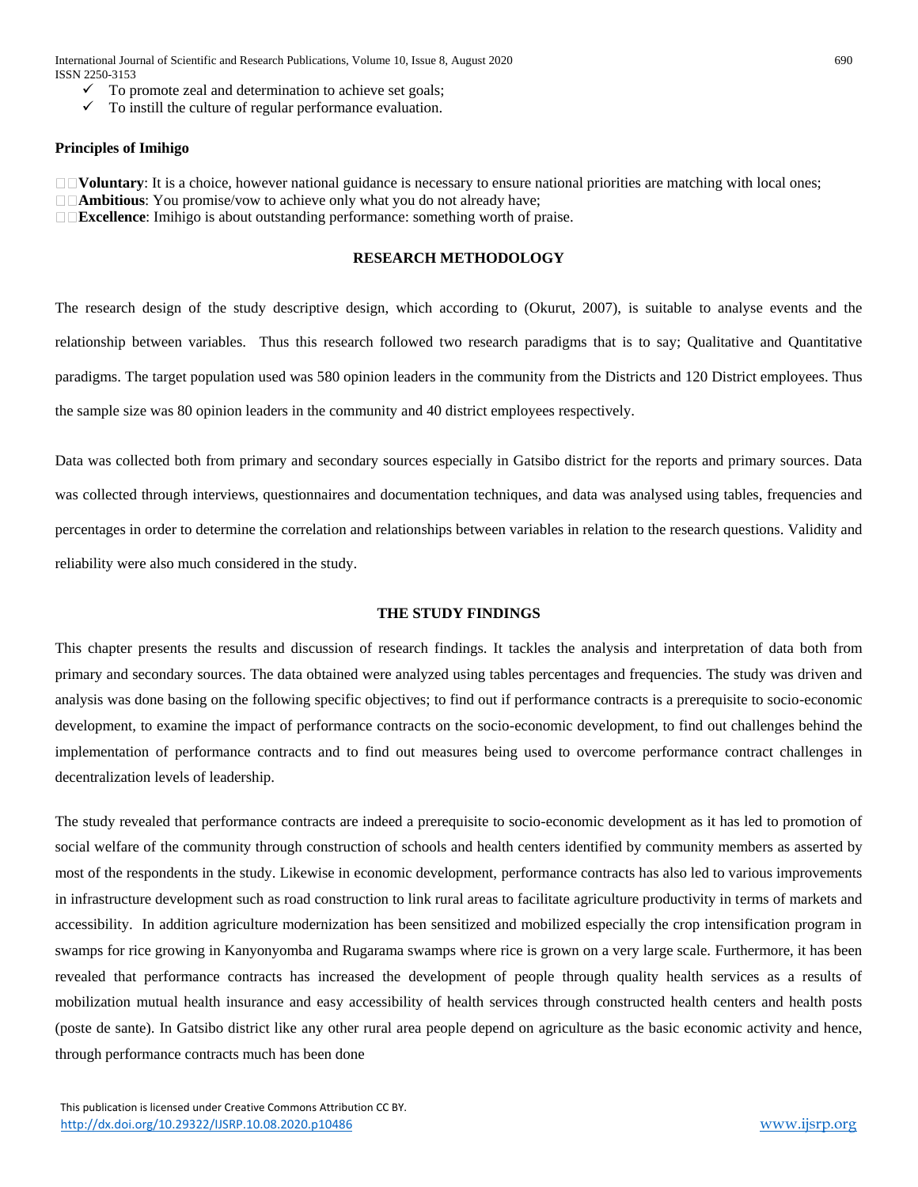- ✓ To promote zeal and determination to achieve set goals;
- ✓ To instill the culture of regular performance evaluation.

**Principles of Imihigo**

- **Voluntary**: It is a choice, however national guidance is necessary to ensure national priorities are matching with local ones;
- **Ambitious**: You promise/vow to achieve only what you do not already have;
- **Excellence**: Imihigo is about outstanding performance: something worth of praise.

## RESEARCH METHODOLOGY

The research design of the study descriptive design, which according to (Okurut, 2007), is suitable to analyse events and the relationship between variables. Thus this research followed two research paradigms that is to say; Qualitative and Quantitative paradigms. The target population used was 580 opinion leaders in the community from the Districts and 120 District employees. Thus the sample size was 80 opinion leaders in the community and 40 district employees respectively.

Data was collected both from primary and secondary sources especially in Gatsibo district for the reports and primary sources. Data was collected through interviews, questionnaires and documentation techniques, and data was analysed using tables, frequencies and percentages in order to determine the correlation and relationships between variables in relation to the research questions. Validity and reliability were also much considered in the study.

## THE STUDY FINDINGS

This chapter presents the results and discussion of research findings. It tackles the analysis and interpretation of data both from primary and secondary sources. The data obtained were analyzed using tables percentages and frequencies. The study was driven and analysis was done basing on the following specific objectives; to find out if performance contracts is a prerequisite to socio-economic development, to examine the impact of performance contracts on the socio-economic development, to find out challenges behind the implementation of performance contracts and to find out measures being used to overcome performance contract challenges in decentralization levels of leadership.

The study revealed that performance contracts are indeed a prerequisite to socio-economic development as it has led to promotion of social welfare of the community through construction of schools and health centers identified by community members as asserted by most of the respondents in the study. Likewise in economic development, performance contracts has also led to various improvements in infrastructure development such as road construction to link rural areas to facilitate agriculture productivity in terms of markets and accessibility. In addition agriculture modernization has been sensitized and mobilized especially the crop intensification program in swamps for rice growing in Kanyonyomba and Rugarama swamps where rice is grown on a very large scale. Furthermore, it has been revealed that performance contracts has increased the development of people through quality health services as a results of mobilization mutual health insurance and easy accessibility of health services through constructed health centers and health posts (poste de sante). In Gatsibo district like any other rural area people depend on agriculture as the basic economic activity and hence, through performance contracts much has been done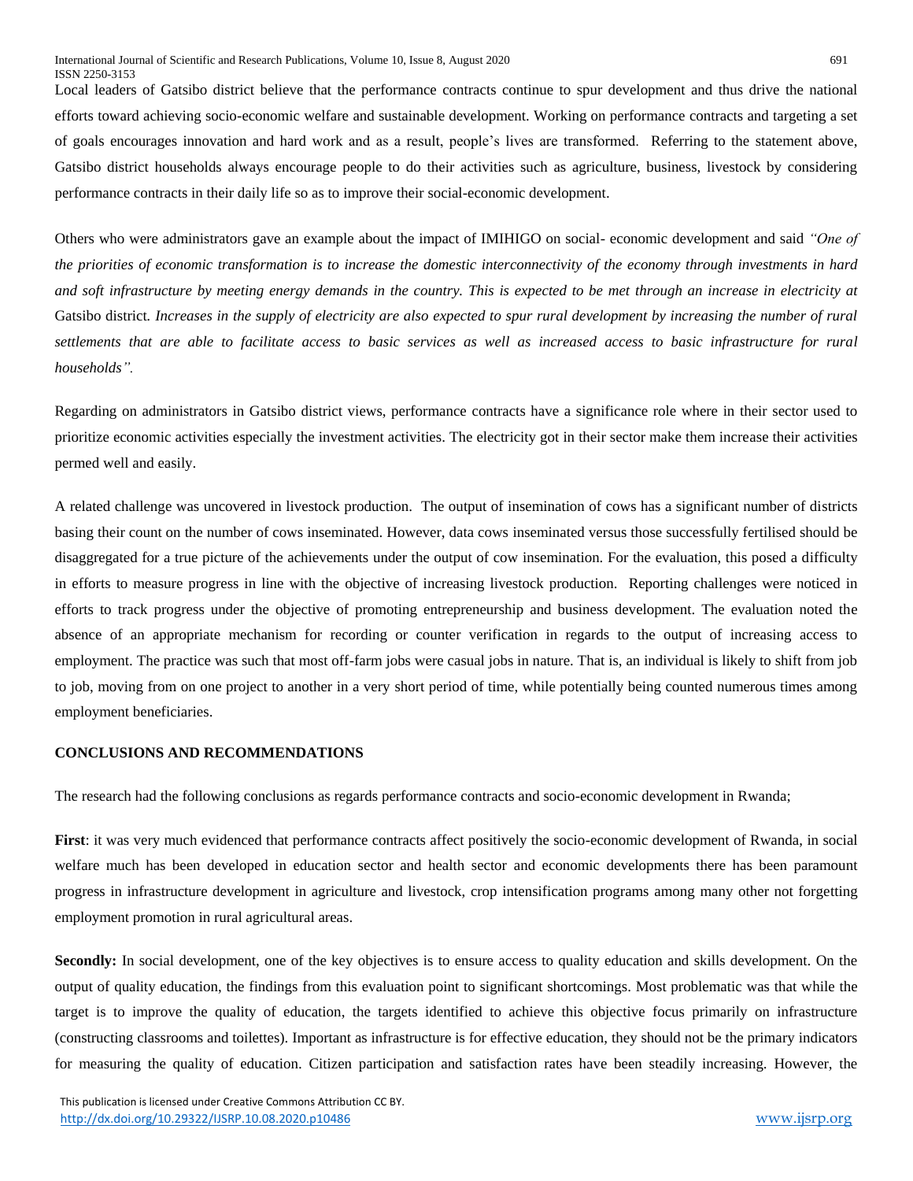Local leaders of Gatsibo district believe that the performance contracts continue to spur development and thus drive the national efforts toward achieving socio-economic welfare and sustainable development. Working on performance contracts and targeting a set of goals encourages innovation and hard work and as a result, people's lives are transformed. Referring to the statement above, Gatsibo district households always encourage people to do their activities such as agriculture, business, livestock by considering performance contracts in their daily life so as to improve their social-economic development.

Others who were administrators gave an example about the impact of IMIHIGO on social- economic development and said *"One of the priorities of economic transformation is to increase the domestic interconnectivity of the economy through investments in hard and soft infrastructure by meeting energy demands in the country. This is expected to be met through an increase in electricity at* Gatsibo district*. Increases in the supply of electricity are also expected to spur rural development by increasing the number of rural settlements that are able to facilitate access to basic services as well as increased access to basic infrastructure for rural households".*

Regarding on administrators in Gatsibo district views, performance contracts have a significance role where in their sector used to prioritize economic activities especially the investment activities. The electricity got in their sector make them increase their activities permed well and easily.

A related challenge was uncovered in livestock production. The output of insemination of cows has a significant number of districts basing their count on the number of cows inseminated. However, data cows inseminated versus those successfully fertilised should be disaggregated for a true picture of the achievements under the output of cow insemination. For the evaluation, this posed a difficulty in efforts to measure progress in line with the objective of increasing livestock production. Reporting challenges were noticed in efforts to track progress under the objective of promoting entrepreneurship and business development. The evaluation noted the absence of an appropriate mechanism for recording or counter verification in regards to the output of increasing access to employment. The practice was such that most off-farm jobs were casual jobs in nature. That is, an individual is likely to shift from job to job, moving from on one project to another in a very short period of time, while potentially being counted numerous times among employment beneficiaries.

## CONCLUSIONS AND RECOMMENDATIONS

The research had the following conclusions as regards performance contracts and socio-economic development in Rwanda;

**First**: it was very much evidenced that performance contracts affect positively the socio-economic development of Rwanda, in social welfare much has been developed in education sector and health sector and economic developments there has been paramount progress in infrastructure development in agriculture and livestock, crop intensification programs among many other not forgetting employment promotion in rural agricultural areas.

**Secondly:** In social development, one of the key objectives is to ensure access to quality education and skills development. On the output of quality education, the findings from this evaluation point to significant shortcomings. Most problematic was that while the target is to improve the quality of education, the targets identified to achieve this objective focus primarily on infrastructure (constructing classrooms and toilettes). Important as infrastructure is for effective education, they should not be the primary indicators for measuring the quality of education. Citizen participation and satisfaction rates have been steadily increasing. However, the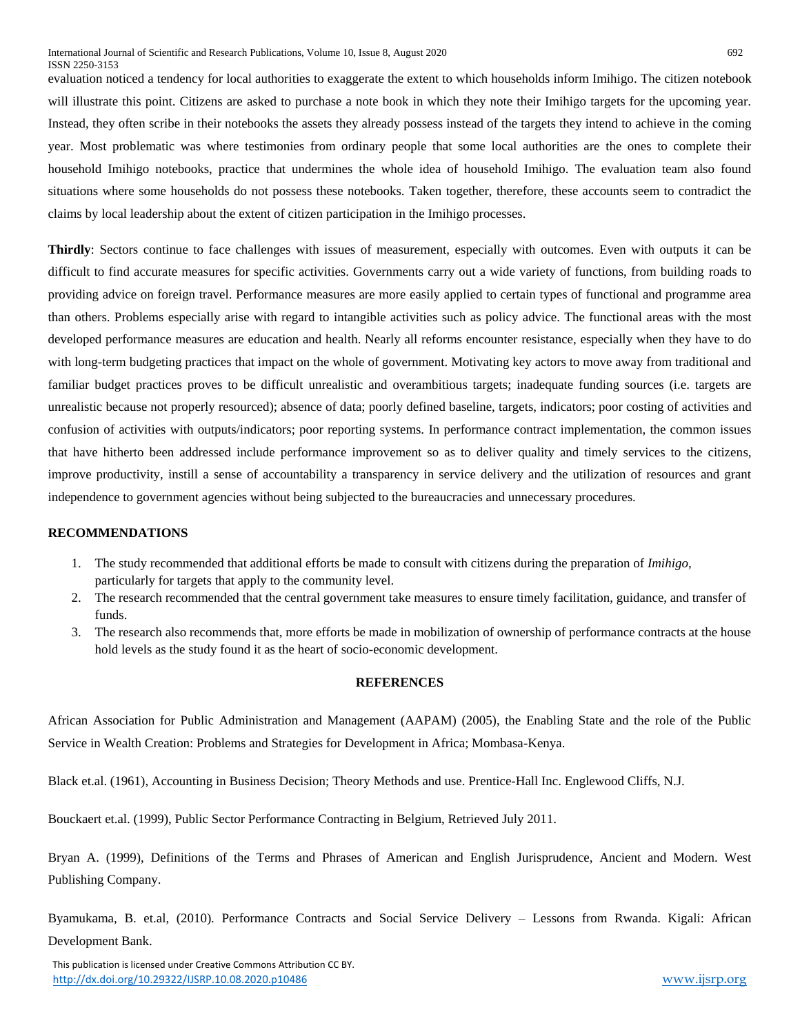evaluation noticed a tendency for local authorities to exaggerate the extent to which households inform Imihigo. The citizen notebook will illustrate this point. Citizens are asked to purchase a note book in which they note their Imihigo targets for the upcoming year. Instead, they often scribe in their notebooks the assets they already possess instead of the targets they intend to achieve in the coming year. Most problematic was where testimonies from ordinary people that some local authorities are the ones to complete their household Imihigo notebooks, practice that undermines the whole idea of household Imihigo. The evaluation team also found situations where some households do not possess these notebooks. Taken together, therefore, these accounts seem to contradict the claims by local leadership about the extent of citizen participation in the Imihigo processes.

**Thirdly**: Sectors continue to face challenges with issues of measurement, especially with outcomes. Even with outputs it can be difficult to find accurate measures for specific activities. Governments carry out a wide variety of functions, from building roads to providing advice on foreign travel. Performance measures are more easily applied to certain types of functional and programme area than others. Problems especially arise with regard to intangible activities such as policy advice. The functional areas with the most developed performance measures are education and health. Nearly all reforms encounter resistance, especially when they have to do with long-term budgeting practices that impact on the whole of government. Motivating key actors to move away from traditional and familiar budget practices proves to be difficult unrealistic and overambitious targets; inadequate funding sources (i.e. targets are unrealistic because not properly resourced); absence of data; poorly defined baseline, targets, indicators; poor costing of activities and confusion of activities with outputs/indicators; poor reporting systems. In performance contract implementation, the common issues that have hitherto been addressed include performance improvement so as to deliver quality and timely services to the citizens, improve productivity, instill a sense of accountability a transparency in service delivery and the utilization of resources and grant independence to government agencies without being subjected to the bureaucracies and unnecessary procedures.

## RECOMMENDATIONS

1. The study recommended that additional efforts be made to consult with citizens during the preparation of *Imihigo*, particularly for targets that apply to the community level.
2. The research recommended that the central government take measures to ensure timely facilitation, guidance, and transfer of funds.
3. The research also recommends that, more efforts be made in mobilization of ownership of performance contracts at the house hold levels as the study found it as the heart of socio-economic development.

## REFERENCES

African Association for Public Administration and Management (AAPAM) (2005), the Enabling State and the role of the Public Service in Wealth Creation: Problems and Strategies for Development in Africa; Mombasa-Kenya.

Black et.al. (1961), Accounting in Business Decision; Theory Methods and use. Prentice-Hall Inc. Englewood Cliffs, N.J.

Bouckaert et.al. (1999), Public Sector Performance Contracting in Belgium, Retrieved July 2011.

Bryan A. (1999), Definitions of the Terms and Phrases of American and English Jurisprudence, Ancient and Modern. West Publishing Company.

Byamukama, B. et.al, (2010). Performance Contracts and Social Service Delivery – Lessons from Rwanda. Kigali: African Development Bank.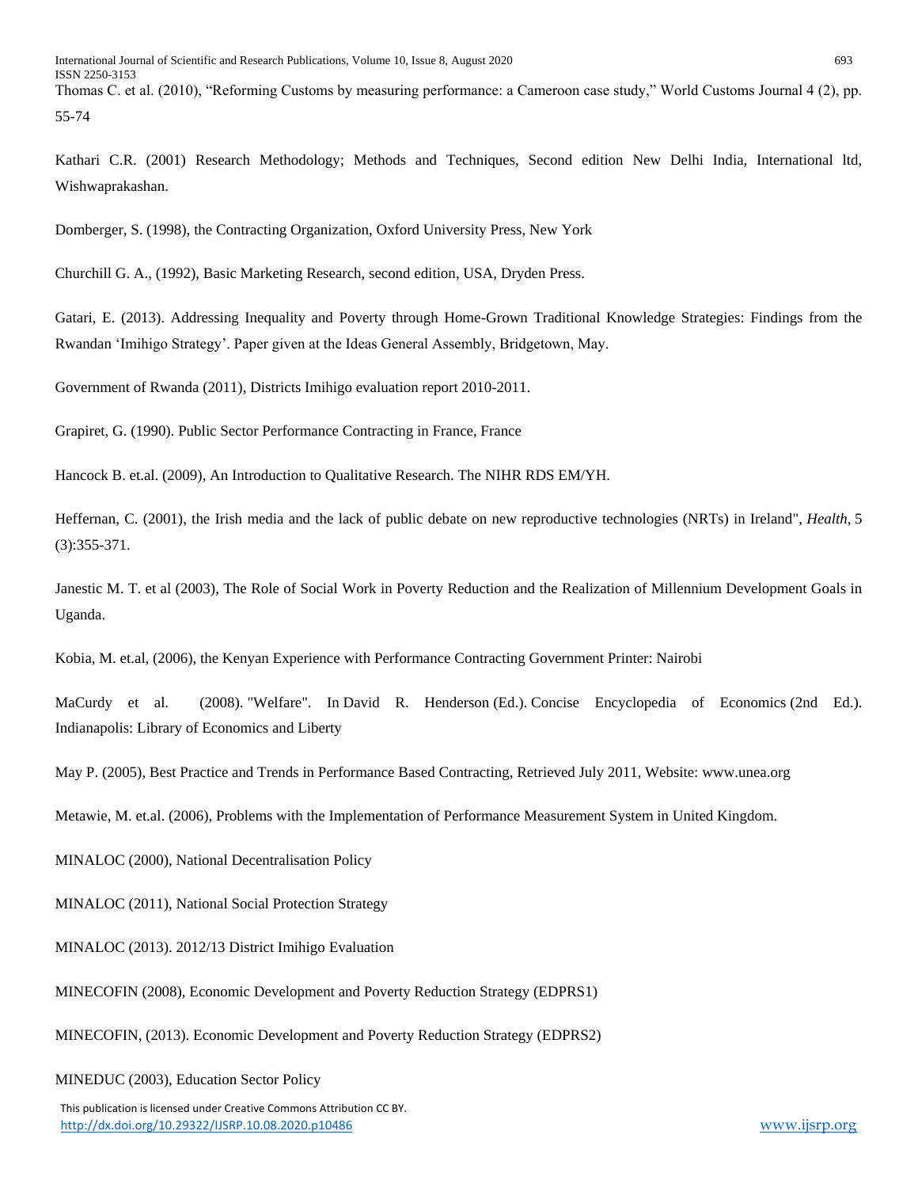Thomas C. et al. (2010), "Reforming Customs by measuring performance: a Cameroon case study," World Customs Journal 4 (2), pp. 55-74

Kathari C.R. (2001) Research Methodology; Methods and Techniques, Second edition New Delhi India, International ltd, Wishwaprakashan.

Domberger, S. (1998), the Contracting Organization, Oxford University Press, New York

Churchill G. A., (1992), Basic Marketing Research, second edition, USA, Dryden Press.

Gatari, E. (2013). Addressing Inequality and Poverty through Home-Grown Traditional Knowledge Strategies: Findings from the Rwandan 'Imihigo Strategy'. Paper given at the Ideas General Assembly, Bridgetown, May.

Government of Rwanda (2011), Districts Imihigo evaluation report 2010-2011.

Grapiret, G. (1990). Public Sector Performance Contracting in France, France

Hancock B. et.al. (2009), An Introduction to Qualitative Research. The NIHR RDS EM/YH.

Heffernan, C. (2001), the Irish media and the lack of public debate on new reproductive technologies (NRTs) in Ireland", *Health,* 5 (3):355-371.

Janestic M. T. et al (2003), The Role of Social Work in Poverty Reduction and the Realization of Millennium Development Goals in Uganda.

Kobia, M. et.al, (2006), the Kenyan Experience with Performance Contracting Government Printer: Nairobi

MaCurdy et al. (2008). "Welfare". In David R. Henderson (Ed.). Concise Encyclopedia of Economics (2nd Ed.). Indianapolis: Library of Economics and Liberty

May P. (2005), Best Practice and Trends in Performance Based Contracting, Retrieved July 2011, Website: www.unea.org

Metawie, M. et.al. (2006), Problems with the Implementation of Performance Measurement System in United Kingdom.

MINALOC (2000), National Decentralisation Policy

MINALOC (2011), National Social Protection Strategy

MINALOC (2013). 2012/13 District Imihigo Evaluation

MINECOFIN (2008), Economic Development and Poverty Reduction Strategy (EDPRS1)

MINECOFIN, (2013). Economic Development and Poverty Reduction Strategy (EDPRS2)

MINEDUC (2003), Education Sector Policy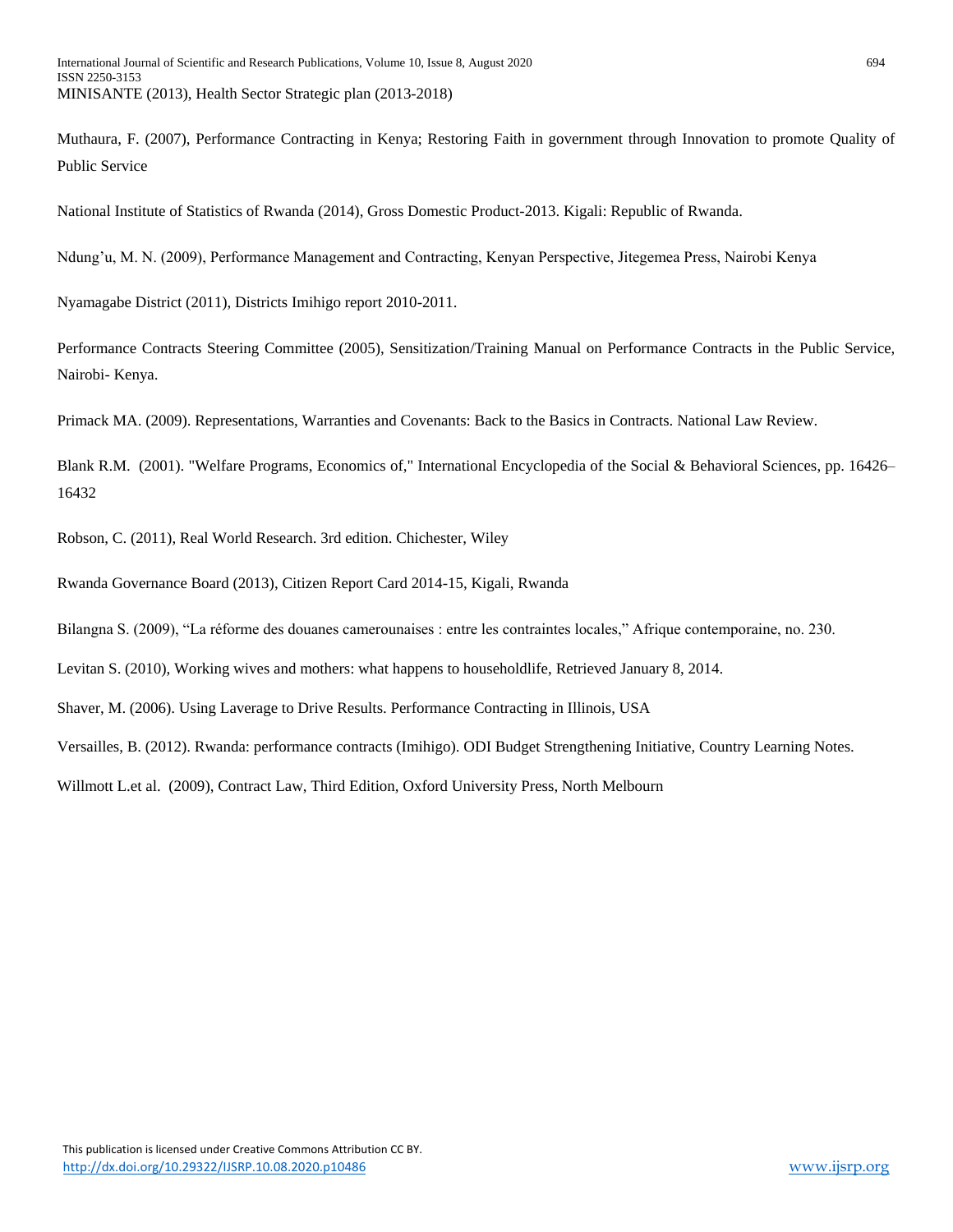MINISANTE (2013), Health Sector Strategic plan (2013-2018)

Muthaura, F. (2007), Performance Contracting in Kenya; Restoring Faith in government through Innovation to promote Quality of Public Service

National Institute of Statistics of Rwanda (2014), Gross Domestic Product-2013. Kigali: Republic of Rwanda.

Ndung'u, M. N. (2009), Performance Management and Contracting, Kenyan Perspective, Jitegemea Press, Nairobi Kenya

Nyamagabe District (2011), Districts Imihigo report 2010-2011.

Performance Contracts Steering Committee (2005), Sensitization/Training Manual on Performance Contracts in the Public Service, Nairobi- Kenya.

Primack MA. (2009). Representations, Warranties and Covenants: Back to the Basics in Contracts. National Law Review.

Blank R.M. (2001). "Welfare Programs, Economics of," International Encyclopedia of the Social & Behavioral Sciences, pp. 16426–16432

Robson, C. (2011), Real World Research. 3rd edition. Chichester, Wiley

Rwanda Governance Board (2013), Citizen Report Card 2014-15, Kigali, Rwanda

Bilangna S. (2009), "La réforme des douanes camerounaises : entre les contraintes locales," Afrique contemporaine, no. 230.

Levitan S. (2010), Working wives and mothers: what happens to householdlife, Retrieved January 8, 2014.

Shaver, M. (2006). Using Laverage to Drive Results. Performance Contracting in Illinois, USA

Versailles, B. (2012). Rwanda: performance contracts (Imihigo). ODI Budget Strengthening Initiative, Country Learning Notes.

Willmott L.et al. (2009), Contract Law, Third Edition, Oxford University Press, North Melbourn